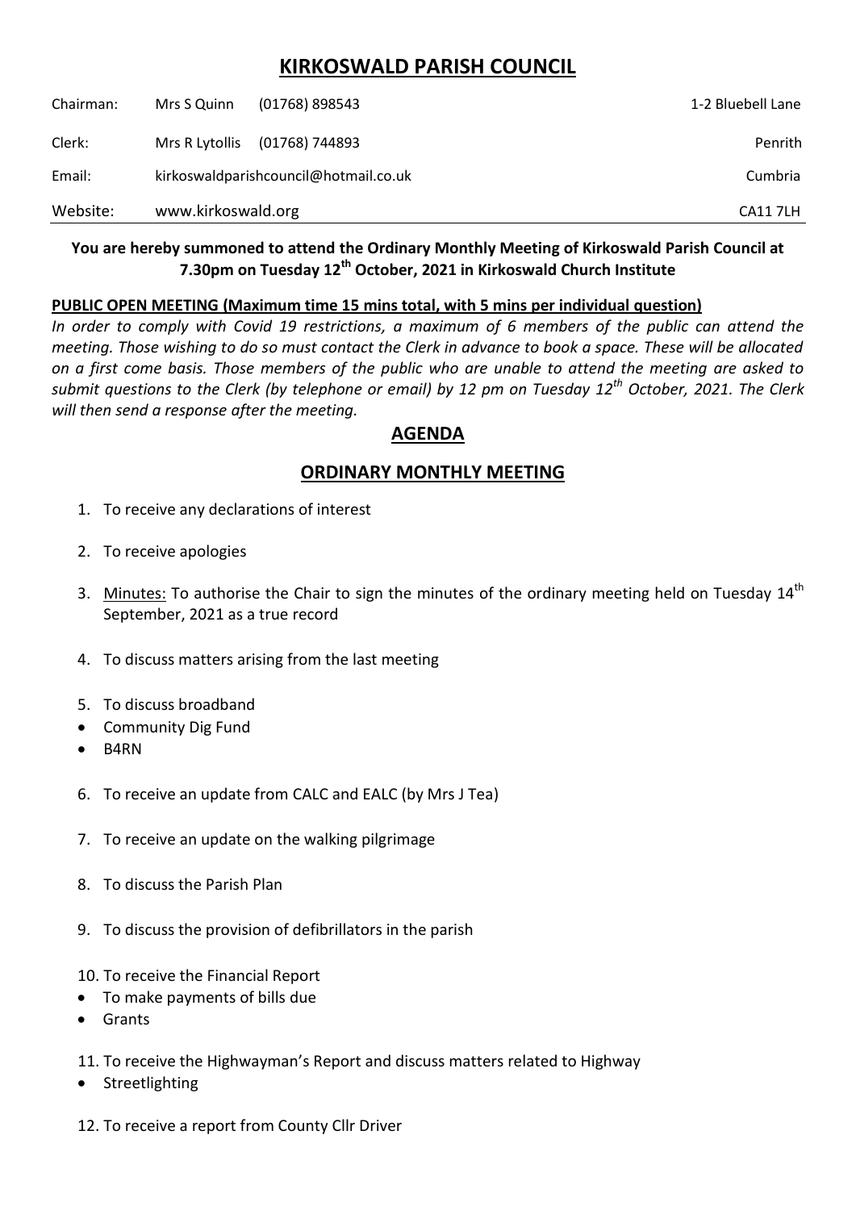# KIRKOSWALD PARISH COUNCIL

| | | | |
|---|---|---|---|
| Chairman: | Mrs S Quinn | (01768) 898543 | 1-2 Bluebell Lane |
| Clerk: | Mrs R Lytollis | (01768) 744893 | Penrith |
| Email: | kirkoswaldparishcouncil@hotmail.co.uk | | Cumbria |
| Website: | www.kirkoswald.org | | CA11 7LH |

**You are hereby summoned to attend the Ordinary Monthly Meeting of Kirkoswald Parish Council at 7.30pm on Tuesday 12th October, 2021 in Kirkoswald Church Institute**

**PUBLIC OPEN MEETING (Maximum time 15 mins total, with 5 mins per individual question)**

*In order to comply with Covid 19 restrictions, a maximum of 6 members of the public can attend the meeting. Those wishing to do so must contact the Clerk in advance to book a space. These will be allocated on a first come basis. Those members of the public who are unable to attend the meeting are asked to submit questions to the Clerk (by telephone or email) by 12 pm on Tuesday 12th October, 2021. The Clerk will then send a response after the meeting.*

## AGENDA

## ORDINARY MONTHLY MEETING

1. To receive any declarations of interest
2. To receive apologies
3. Minutes: To authorise the Chair to sign the minutes of the ordinary meeting held on Tuesday 14th September, 2021 as a true record
4. To discuss matters arising from the last meeting
5. To discuss broadband
   - Community Dig Fund
   - B4RN
6. To receive an update from CALC and EALC (by Mrs J Tea)
7. To receive an update on the walking pilgrimage
8. To discuss the Parish Plan
9. To discuss the provision of defibrillators in the parish
10. To receive the Financial Report
    - To make payments of bills due
    - Grants
11. To receive the Highwayman's Report and discuss matters related to Highway
    - Streetlighting
12. To receive a report from County Cllr Driver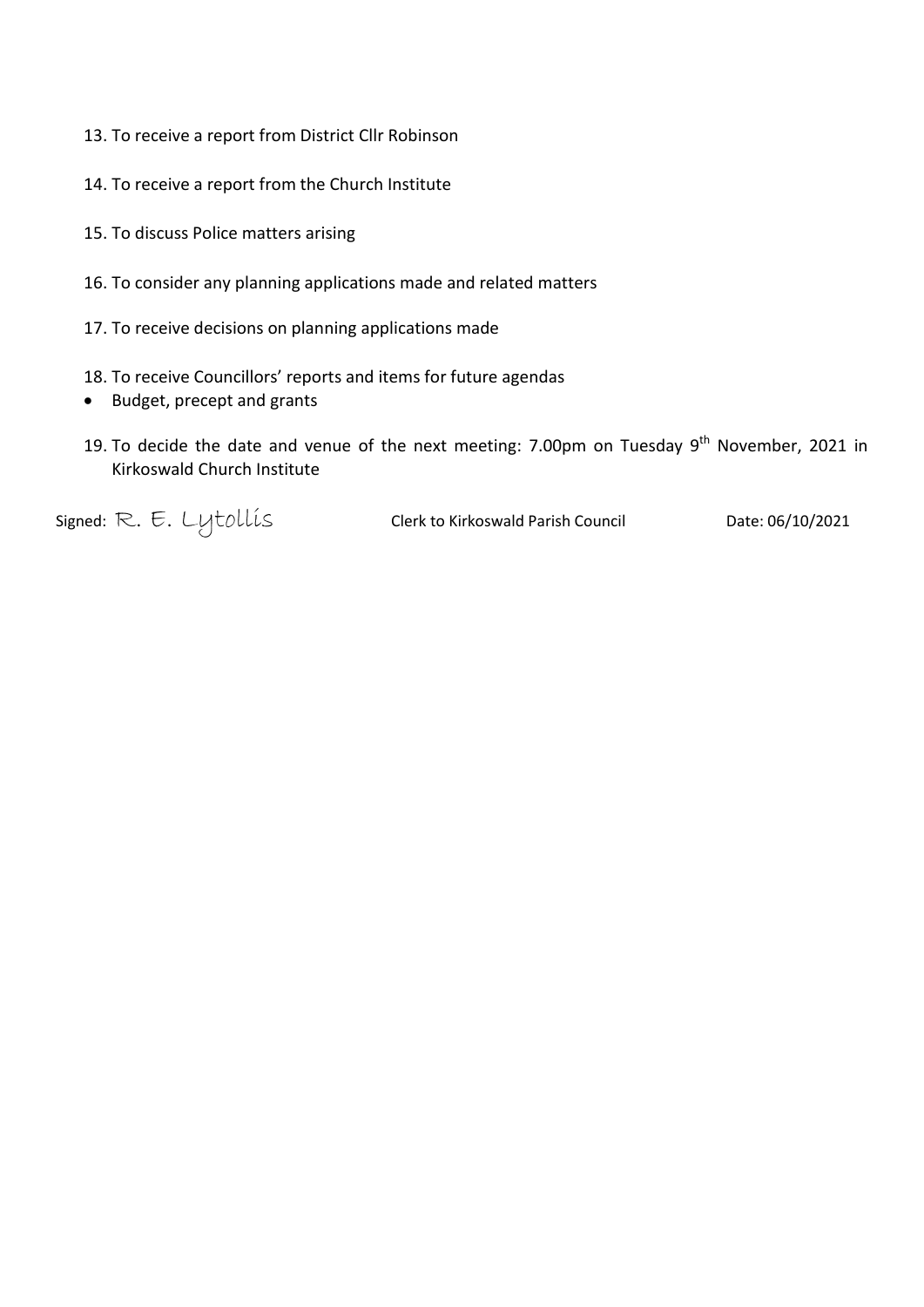13. To receive a report from District Cllr Robinson

14. To receive a report from the Church Institute

15. To discuss Police matters arising

16. To consider any planning applications made and related matters

17. To receive decisions on planning applications made

18. To receive Councillors' reports and items for future agendas
    - Budget, precept and grants

19. To decide the date and venue of the next meeting: 7.00pm on Tuesday 9th November, 2021 in Kirkoswald Church Institute

Signed: R. E. Lytollis Clerk to Kirkoswald Parish Council Date: 06/10/2021